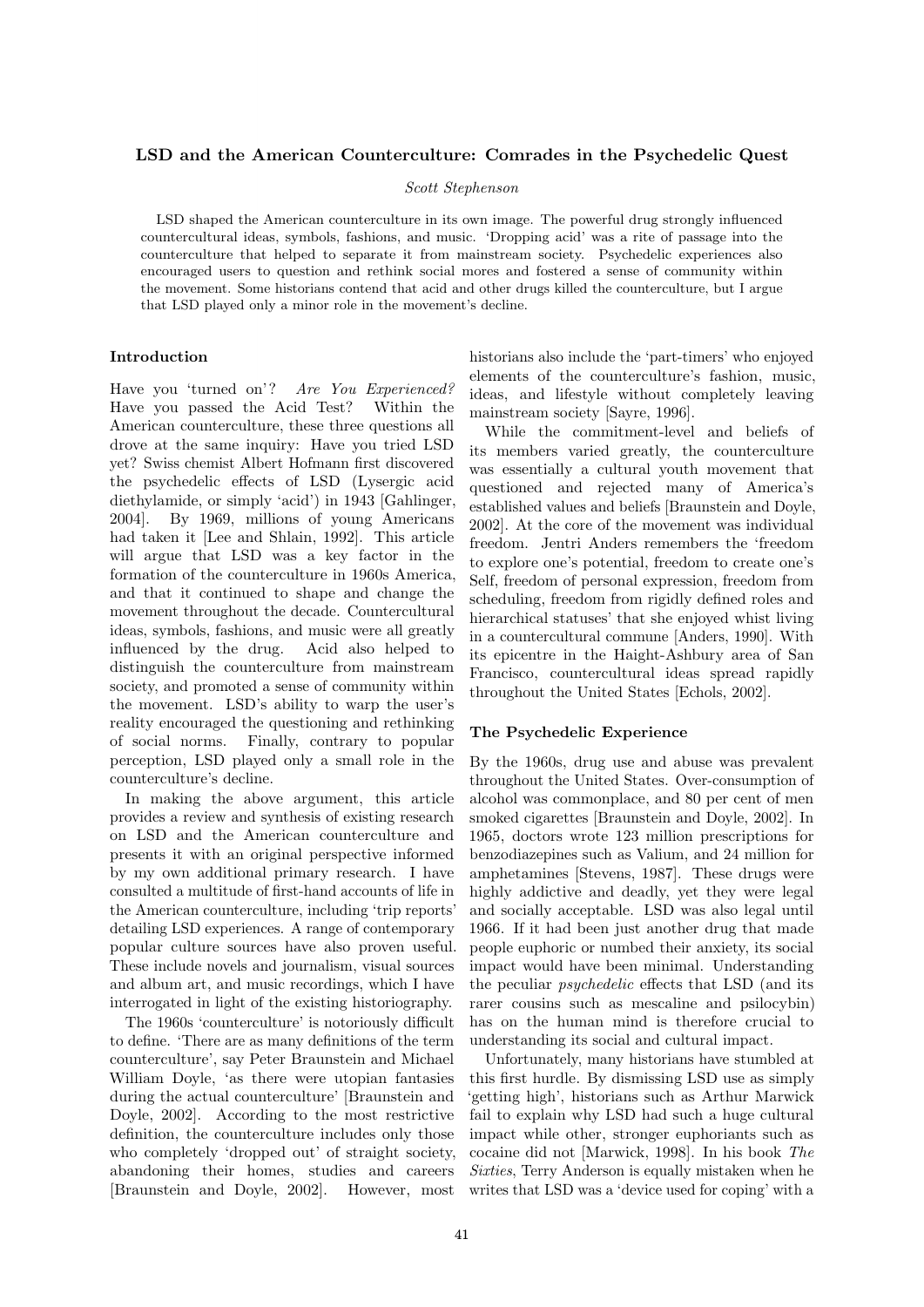# LSD and the American Counterculture: Comrades in the Psychedelic Quest

*Scott Stephenson*

LSD shaped the American counterculture in its own image. The powerful drug strongly influenced countercultural ideas, symbols, fashions, and music. 'Dropping acid' was a rite of passage into the counterculture that helped to separate it from mainstream society. Psychedelic experiences also encouraged users to question and rethink social mores and fostered a sense of community within the movement. Some historians contend that acid and other drugs killed the counterculture, but I argue that LSD played only a minor role in the movement's decline.

## Introduction

Have you 'turned on'? *Are You Experienced?* Have you passed the Acid Test? Within the American counterculture, these three questions all drove at the same inquiry: Have you tried LSD yet? Swiss chemist Albert Hofmann first discovered the psychedelic effects of LSD (Lysergic acid diethylamide, or simply 'acid') in 1943 [Gahlinger, 2004]. By 1969, millions of young Americans had taken it [Lee and Shlain, 1992]. This article will argue that LSD was a key factor in the formation of the counterculture in 1960s America, and that it continued to shape and change the movement throughout the decade. Countercultural ideas, symbols, fashions, and music were all greatly influenced by the drug. Acid also helped to distinguish the counterculture from mainstream society, and promoted a sense of community within the movement. LSD's ability to warp the user's reality encouraged the questioning and rethinking of social norms. Finally, contrary to popular perception, LSD played only a small role in the counterculture's decline.

In making the above argument, this article provides a review and synthesis of existing research on LSD and the American counterculture and presents it with an original perspective informed by my own additional primary research. I have consulted a multitude of first-hand accounts of life in the American counterculture, including 'trip reports' detailing LSD experiences. A range of contemporary popular culture sources have also proven useful. These include novels and journalism, visual sources and album art, and music recordings, which I have interrogated in light of the existing historiography.

The 1960s 'counterculture' is notoriously difficult to define. 'There are as many definitions of the term counterculture', say Peter Braunstein and Michael William Doyle, 'as there were utopian fantasies during the actual counterculture' [Braunstein and Doyle, 2002]. According to the most restrictive definition, the counterculture includes only those who completely 'dropped out' of straight society, abandoning their homes, studies and careers [Braunstein and Doyle, 2002]. However, most historians also include the 'part-timers' who enjoyed elements of the counterculture's fashion, music, ideas, and lifestyle without completely leaving mainstream society [Sayre, 1996].

While the commitment-level and beliefs of its members varied greatly, the counterculture was essentially a cultural youth movement that questioned and rejected many of America's established values and beliefs [Braunstein and Doyle, 2002]. At the core of the movement was individual freedom. Jentri Anders remembers the 'freedom to explore one's potential, freedom to create one's Self, freedom of personal expression, freedom from scheduling, freedom from rigidly defined roles and hierarchical statuses' that she enjoyed whist living in a countercultural commune [Anders, 1990]. With its epicentre in the Haight-Ashbury area of San Francisco, countercultural ideas spread rapidly throughout the United States [Echols, 2002].

## The Psychedelic Experience

By the 1960s, drug use and abuse was prevalent throughout the United States. Over-consumption of alcohol was commonplace, and 80 per cent of men smoked cigarettes [Braunstein and Doyle, 2002]. In 1965, doctors wrote 123 million prescriptions for benzodiazepines such as Valium, and 24 million for amphetamines [Stevens, 1987]. These drugs were highly addictive and deadly, yet they were legal and socially acceptable. LSD was also legal until 1966. If it had been just another drug that made people euphoric or numbed their anxiety, its social impact would have been minimal. Understanding the peculiar *psychedelic* effects that LSD (and its rarer cousins such as mescaline and psilocybin) has on the human mind is therefore crucial to understanding its social and cultural impact.

Unfortunately, many historians have stumbled at this first hurdle. By dismissing LSD use as simply 'getting high', historians such as Arthur Marwick fail to explain why LSD had such a huge cultural impact while other, stronger euphoriants such as cocaine did not [Marwick, 1998]. In his book *The Sixties*, Terry Anderson is equally mistaken when he writes that LSD was a 'device used for coping' with a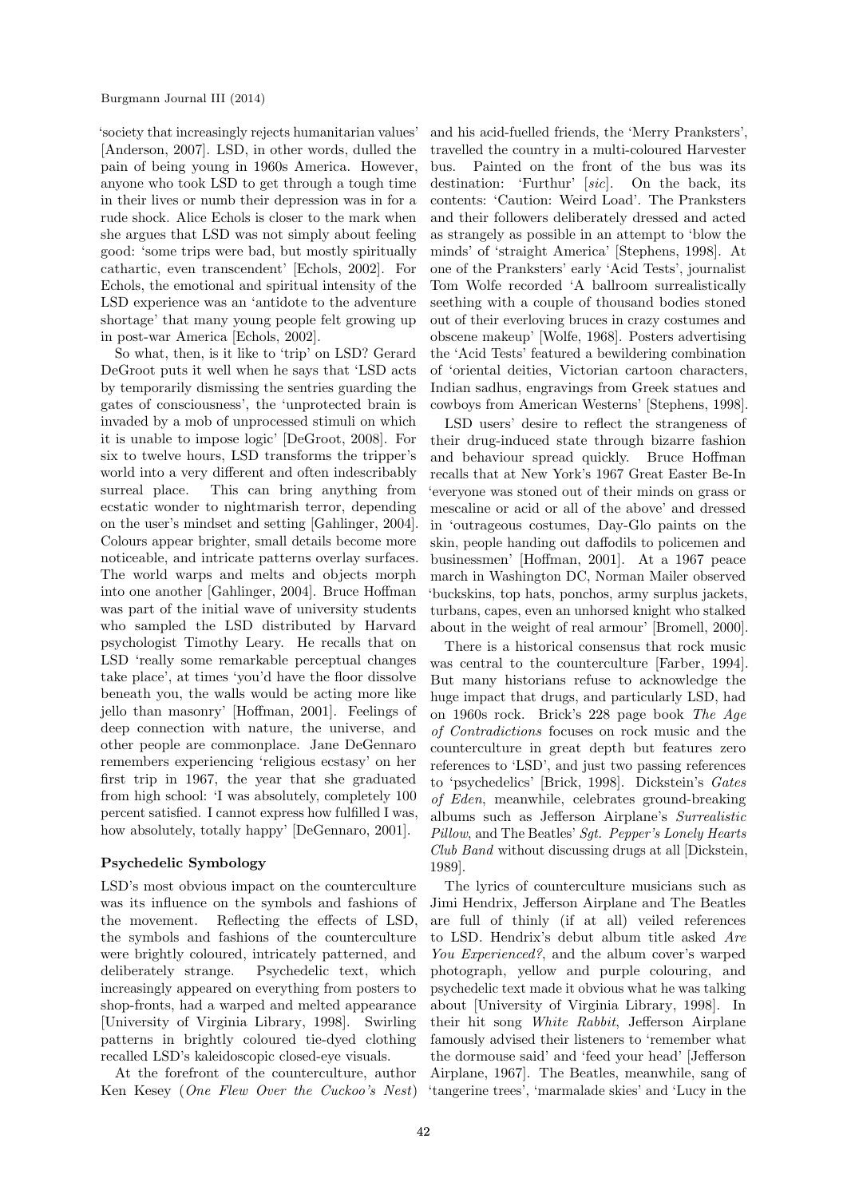'society that increasingly rejects humanitarian values' [Anderson, 2007]. LSD, in other words, dulled the pain of being young in 1960s America. However, anyone who took LSD to get through a tough time in their lives or numb their depression was in for a rude shock. Alice Echols is closer to the mark when she argues that LSD was not simply about feeling good: 'some trips were bad, but mostly spiritually cathartic, even transcendent' [Echols, 2002]. For Echols, the emotional and spiritual intensity of the LSD experience was an 'antidote to the adventure shortage' that many young people felt growing up in post-war America [Echols, 2002].

So what, then, is it like to 'trip' on LSD? Gerard DeGroot puts it well when he says that 'LSD acts by temporarily dismissing the sentries guarding the gates of consciousness', the 'unprotected brain is invaded by a mob of unprocessed stimuli on which it is unable to impose logic' [DeGroot, 2008]. For six to twelve hours, LSD transforms the tripper's world into a very different and often indescribably surreal place. This can bring anything from ecstatic wonder to nightmarish terror, depending on the user's mindset and setting [Gahlinger, 2004]. Colours appear brighter, small details become more noticeable, and intricate patterns overlay surfaces. The world warps and melts and objects morph into one another [Gahlinger, 2004]. Bruce Hoffman was part of the initial wave of university students who sampled the LSD distributed by Harvard psychologist Timothy Leary. He recalls that on LSD 'really some remarkable perceptual changes take place', at times 'you'd have the floor dissolve beneath you, the walls would be acting more like jello than masonry' [Hoffman, 2001]. Feelings of deep connection with nature, the universe, and other people are commonplace. Jane DeGennaro remembers experiencing 'religious ecstasy' on her first trip in 1967, the year that she graduated from high school: 'I was absolutely, completely 100 percent satisfied. I cannot express how fulfilled I was, how absolutely, totally happy' [DeGennaro, 2001].

### Psychedelic Symbology

LSD's most obvious impact on the counterculture was its influence on the symbols and fashions of the movement. Reflecting the effects of LSD, the symbols and fashions of the counterculture were brightly coloured, intricately patterned, and deliberately strange. Psychedelic text, which increasingly appeared on everything from posters to shop-fronts, had a warped and melted appearance [University of Virginia Library, 1998]. Swirling patterns in brightly coloured tie-dyed clothing recalled LSD's kaleidoscopic closed-eye visuals.

At the forefront of the counterculture, author Ken Kesey (*One Flew Over the Cuckoo's Nest*) and his acid-fuelled friends, the 'Merry Pranksters', travelled the country in a multi-coloured Harvester bus. Painted on the front of the bus was its destination: 'Furthur' [*sic*]. On the back, its contents: 'Caution: Weird Load'. The Pranksters and their followers deliberately dressed and acted as strangely as possible in an attempt to 'blow the minds' of 'straight America' [Stephens, 1998]. At one of the Pranksters' early 'Acid Tests', journalist Tom Wolfe recorded 'A ballroom surrealistically seething with a couple of thousand bodies stoned out of their everloving bruces in crazy costumes and obscene makeup' [Wolfe, 1968]. Posters advertising the 'Acid Tests' featured a bewildering combination of 'oriental deities, Victorian cartoon characters, Indian sadhus, engravings from Greek statues and cowboys from American Westerns' [Stephens, 1998].

LSD users' desire to reflect the strangeness of their drug-induced state through bizarre fashion and behaviour spread quickly. Bruce Hoffman recalls that at New York's 1967 Great Easter Be-In 'everyone was stoned out of their minds on grass or mescaline or acid or all of the above' and dressed in 'outrageous costumes, Day-Glo paints on the skin, people handing out daffodils to policemen and businessmen' [Hoffman, 2001]. At a 1967 peace march in Washington DC, Norman Mailer observed 'buckskins, top hats, ponchos, army surplus jackets, turbans, capes, even an unhorsed knight who stalked about in the weight of real armour' [Bromell, 2000].

There is a historical consensus that rock music was central to the counterculture [Farber, 1994]. But many historians refuse to acknowledge the huge impact that drugs, and particularly LSD, had on 1960s rock. Brick's 228 page book *The Age of Contradictions* focuses on rock music and the counterculture in great depth but features zero references to 'LSD', and just two passing references to 'psychedelics' [Brick, 1998]. Dickstein's *Gates of Eden*, meanwhile, celebrates ground-breaking albums such as Jefferson Airplane's *Surrealistic Pillow*, and The Beatles' *Sgt. Pepper's Lonely Hearts Club Band* without discussing drugs at all [Dickstein, 1989].

The lyrics of counterculture musicians such as Jimi Hendrix, Jefferson Airplane and The Beatles are full of thinly (if at all) veiled references to LSD. Hendrix's debut album title asked *Are You Experienced?*, and the album cover's warped photograph, yellow and purple colouring, and psychedelic text made it obvious what he was talking about [University of Virginia Library, 1998]. In their hit song *White Rabbit*, Jefferson Airplane famously advised their listeners to 'remember what the dormouse said' and 'feed your head' [Jefferson Airplane, 1967]. The Beatles, meanwhile, sang of 'tangerine trees', 'marmalade skies' and 'Lucy in the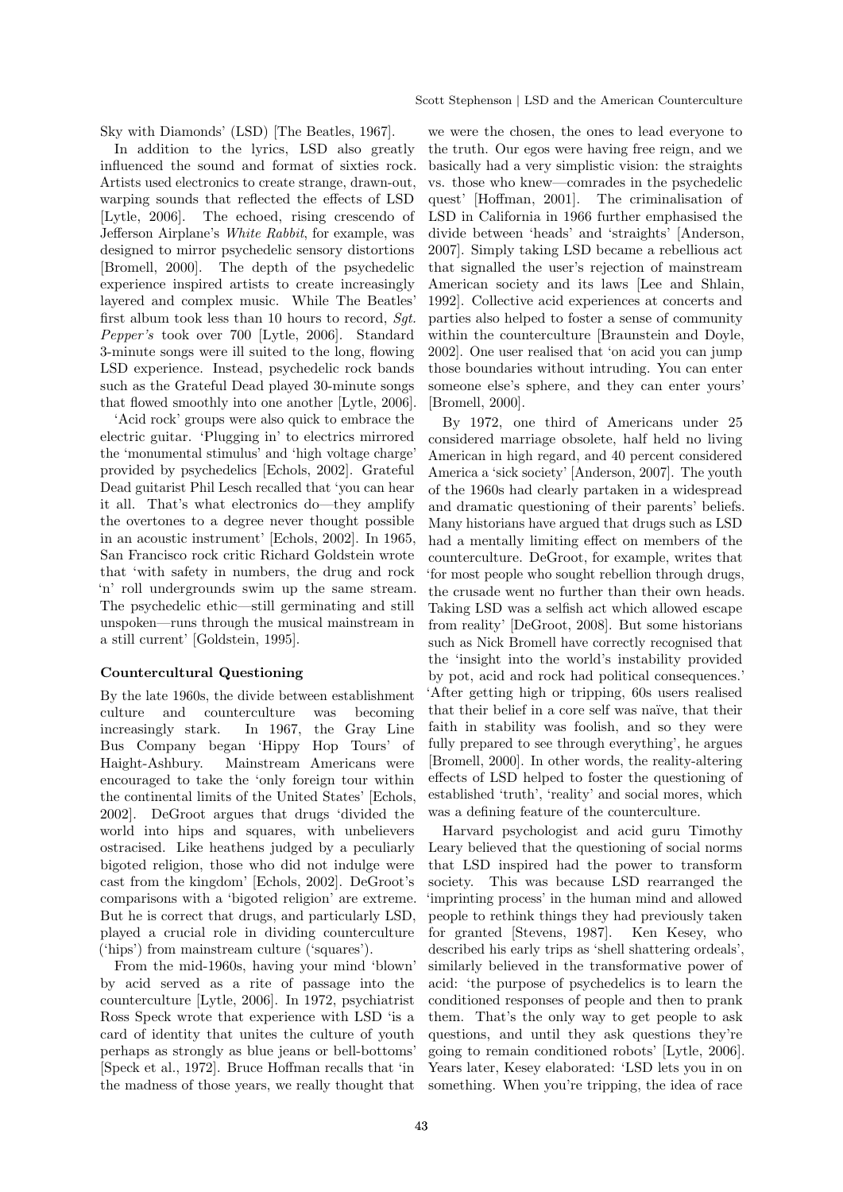Sky with Diamonds' (LSD) [The Beatles, 1967].

In addition to the lyrics, LSD also greatly influenced the sound and format of sixties rock. Artists used electronics to create strange, drawn-out, warping sounds that reflected the effects of LSD [Lytle, 2006]. The echoed, rising crescendo of Jefferson Airplane's *White Rabbit*, for example, was designed to mirror psychedelic sensory distortions [Bromell, 2000]. The depth of the psychedelic experience inspired artists to create increasingly layered and complex music. While The Beatles' first album took less than 10 hours to record, *Sgt. Pepper's* took over 700 [Lytle, 2006]. Standard 3-minute songs were ill suited to the long, flowing LSD experience. Instead, psychedelic rock bands such as the Grateful Dead played 30-minute songs that flowed smoothly into one another [Lytle, 2006].

'Acid rock' groups were also quick to embrace the electric guitar. 'Plugging in' to electrics mirrored the 'monumental stimulus' and 'high voltage charge' provided by psychedelics [Echols, 2002]. Grateful Dead guitarist Phil Lesch recalled that 'you can hear it all. That's what electronics do—they amplify the overtones to a degree never thought possible in an acoustic instrument' [Echols, 2002]. In 1965, San Francisco rock critic Richard Goldstein wrote that 'with safety in numbers, the drug and rock 'n' roll undergrounds swim up the same stream. The psychedelic ethic—still germinating and still unspoken—runs through the musical mainstream in a still current' [Goldstein, 1995].

### Countercultural Questioning

By the late 1960s, the divide between establishment culture and counterculture was becoming increasingly stark. In 1967, the Gray Line Bus Company began 'Hippy Hop Tours' of Haight-Ashbury. Mainstream Americans were encouraged to take the 'only foreign tour within the continental limits of the United States' [Echols, 2002]. DeGroot argues that drugs 'divided the world into hips and squares, with unbelievers ostracised. Like heathens judged by a peculiarly bigoted religion, those who did not indulge were cast from the kingdom' [Echols, 2002]. DeGroot's comparisons with a 'bigoted religion' are extreme. But he is correct that drugs, and particularly LSD, played a crucial role in dividing counterculture ('hips') from mainstream culture ('squares').

From the mid-1960s, having your mind 'blown' by acid served as a rite of passage into the counterculture [Lytle, 2006]. In 1972, psychiatrist Ross Speck wrote that experience with LSD 'is a card of identity that unites the culture of youth perhaps as strongly as blue jeans or bell-bottoms' [Speck et al., 1972]. Bruce Hoffman recalls that 'in the madness of those years, we really thought that we were the chosen, the ones to lead everyone to the truth. Our egos were having free reign, and we basically had a very simplistic vision: the straights vs. those who knew—comrades in the psychedelic quest' [Hoffman, 2001]. The criminalisation of LSD in California in 1966 further emphasised the divide between 'heads' and 'straights' [Anderson, 2007]. Simply taking LSD became a rebellious act that signalled the user's rejection of mainstream American society and its laws [Lee and Shlain, 1992]. Collective acid experiences at concerts and parties also helped to foster a sense of community within the counterculture [Braunstein and Doyle, 2002]. One user realised that 'on acid you can jump those boundaries without intruding. You can enter someone else's sphere, and they can enter yours' [Bromell, 2000].

By 1972, one third of Americans under 25 considered marriage obsolete, half held no living American in high regard, and 40 percent considered America a 'sick society' [Anderson, 2007]. The youth of the 1960s had clearly partaken in a widespread and dramatic questioning of their parents' beliefs. Many historians have argued that drugs such as LSD had a mentally limiting effect on members of the counterculture. DeGroot, for example, writes that 'for most people who sought rebellion through drugs, the crusade went no further than their own heads. Taking LSD was a selfish act which allowed escape from reality' [DeGroot, 2008]. But some historians such as Nick Bromell have correctly recognised that the 'insight into the world's instability provided by pot, acid and rock had political consequences.' 'After getting high or tripping, 60s users realised that their belief in a core self was naïve, that their faith in stability was foolish, and so they were fully prepared to see through everything', he argues [Bromell, 2000]. In other words, the reality-altering effects of LSD helped to foster the questioning of established 'truth', 'reality' and social mores, which was a defining feature of the counterculture.

Harvard psychologist and acid guru Timothy Leary believed that the questioning of social norms that LSD inspired had the power to transform society. This was because LSD rearranged the 'imprinting process' in the human mind and allowed people to rethink things they had previously taken for granted [Stevens, 1987]. Ken Kesey, who described his early trips as 'shell shattering ordeals', similarly believed in the transformative power of acid: 'the purpose of psychedelics is to learn the conditioned responses of people and then to prank them. That's the only way to get people to ask questions, and until they ask questions they're going to remain conditioned robots' [Lytle, 2006]. Years later, Kesey elaborated: 'LSD lets you in on something. When you're tripping, the idea of race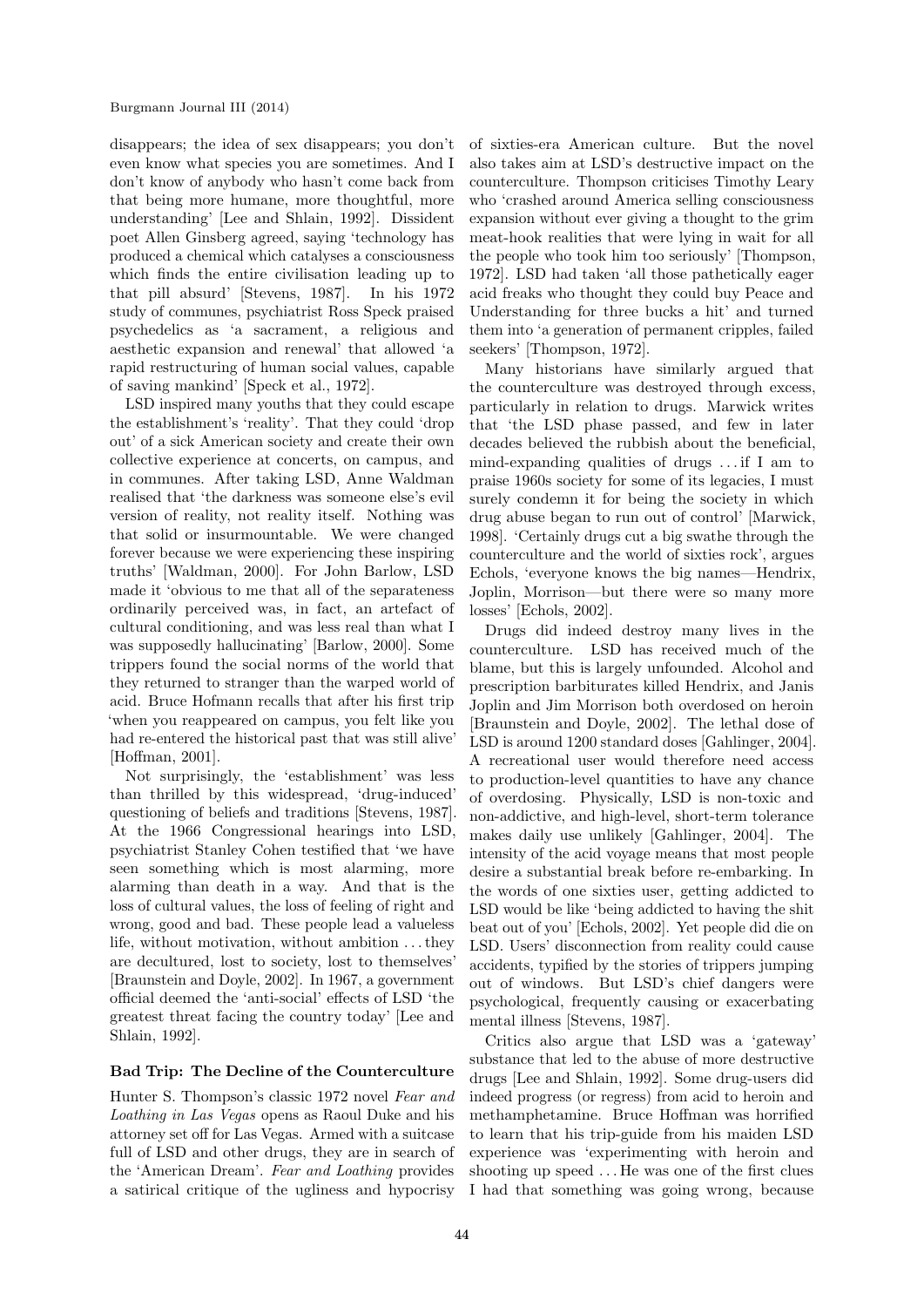disappears; the idea of sex disappears; you don't even know what species you are sometimes. And I don't know of anybody who hasn't come back from that being more humane, more thoughtful, more understanding' [Lee and Shlain, 1992]. Dissident poet Allen Ginsberg agreed, saying 'technology has produced a chemical which catalyses a consciousness which finds the entire civilisation leading up to that pill absurd' [Stevens, 1987]. In his 1972 study of communes, psychiatrist Ross Speck praised psychedelics as 'a sacrament, a religious and aesthetic expansion and renewal' that allowed 'a rapid restructuring of human social values, capable of saving mankind' [Speck et al., 1972].

LSD inspired many youths that they could escape the establishment's 'reality'. That they could 'drop out' of a sick American society and create their own collective experience at concerts, on campus, and in communes. After taking LSD, Anne Waldman realised that 'the darkness was someone else's evil version of reality, not reality itself. Nothing was that solid or insurmountable. We were changed forever because we were experiencing these inspiring truths' [Waldman, 2000]. For John Barlow, LSD made it 'obvious to me that all of the separateness ordinarily perceived was, in fact, an artefact of cultural conditioning, and was less real than what I was supposedly hallucinating' [Barlow, 2000]. Some trippers found the social norms of the world that they returned to stranger than the warped world of acid. Bruce Hofmann recalls that after his first trip 'when you reappeared on campus, you felt like you had re-entered the historical past that was still alive' [Hoffman, 2001].

Not surprisingly, the 'establishment' was less than thrilled by this widespread, 'drug-induced' questioning of beliefs and traditions [Stevens, 1987]. At the 1966 Congressional hearings into LSD, psychiatrist Stanley Cohen testified that 'we have seen something which is most alarming, more alarming than death in a way. And that is the loss of cultural values, the loss of feeling of right and wrong, good and bad. These people lead a valueless life, without motivation, without ambition . . . they are decultured, lost to society, lost to themselves' [Braunstein and Doyle, 2002]. In 1967, a government official deemed the 'anti-social' effects of LSD 'the greatest threat facing the country today' [Lee and Shlain, 1992].

### Bad Trip: The Decline of the Counterculture

Hunter S. Thompson's classic 1972 novel *Fear and Loathing in Las Vegas* opens as Raoul Duke and his attorney set off for Las Vegas. Armed with a suitcase full of LSD and other drugs, they are in search of the 'American Dream'. *Fear and Loathing* provides a satirical critique of the ugliness and hypocrisy of sixties-era American culture. But the novel also takes aim at LSD's destructive impact on the counterculture. Thompson criticises Timothy Leary who 'crashed around America selling consciousness expansion without ever giving a thought to the grim meat-hook realities that were lying in wait for all the people who took him too seriously' [Thompson, 1972]. LSD had taken 'all those pathetically eager acid freaks who thought they could buy Peace and Understanding for three bucks a hit' and turned them into 'a generation of permanent cripples, failed seekers' [Thompson, 1972].

Many historians have similarly argued that the counterculture was destroyed through excess, particularly in relation to drugs. Marwick writes that 'the LSD phase passed, and few in later decades believed the rubbish about the beneficial, mind-expanding qualities of drugs . . . if I am to praise 1960s society for some of its legacies, I must surely condemn it for being the society in which drug abuse began to run out of control' [Marwick, 1998]. 'Certainly drugs cut a big swathe through the counterculture and the world of sixties rock', argues Echols, 'everyone knows the big names—Hendrix, Joplin, Morrison—but there were so many more losses' [Echols, 2002].

Drugs did indeed destroy many lives in the counterculture. LSD has received much of the blame, but this is largely unfounded. Alcohol and prescription barbiturates killed Hendrix, and Janis Joplin and Jim Morrison both overdosed on heroin [Braunstein and Doyle, 2002]. The lethal dose of LSD is around 1200 standard doses [Gahlinger, 2004]. A recreational user would therefore need access to production-level quantities to have any chance of overdosing. Physically, LSD is non-toxic and non-addictive, and high-level, short-term tolerance makes daily use unlikely [Gahlinger, 2004]. The intensity of the acid voyage means that most people desire a substantial break before re-embarking. In the words of one sixties user, getting addicted to LSD would be like 'being addicted to having the shit beat out of you' [Echols, 2002]. Yet people did die on LSD. Users' disconnection from reality could cause accidents, typified by the stories of trippers jumping out of windows. But LSD's chief dangers were psychological, frequently causing or exacerbating mental illness [Stevens, 1987].

Critics also argue that LSD was a 'gateway' substance that led to the abuse of more destructive drugs [Lee and Shlain, 1992]. Some drug-users did indeed progress (or regress) from acid to heroin and methamphetamine. Bruce Hoffman was horrified to learn that his trip-guide from his maiden LSD experience was 'experimenting with heroin and shooting up speed . . . He was one of the first clues I had that something was going wrong, because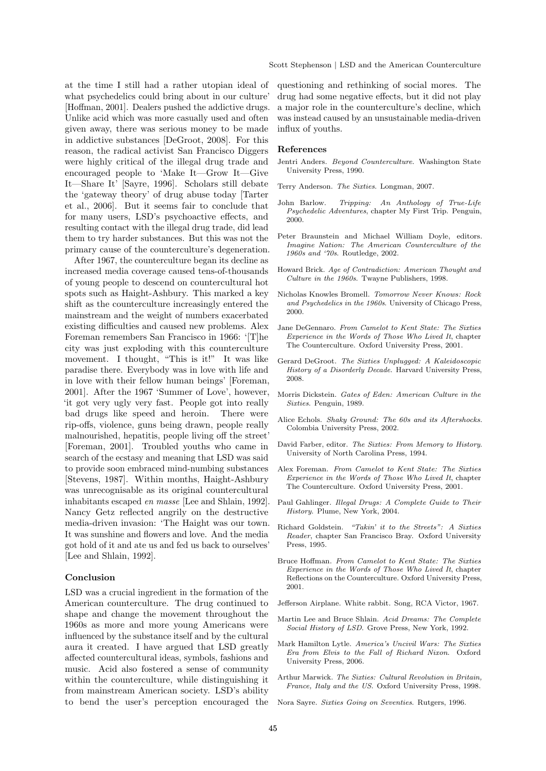at the time I still had a rather utopian ideal of what psychedelics could bring about in our culture' [Hoffman, 2001]. Dealers pushed the addictive drugs. Unlike acid which was more casually used and often given away, there was serious money to be made in addictive substances [DeGroot, 2008]. For this reason, the radical activist San Francisco Diggers were highly critical of the illegal drug trade and encouraged people to 'Make It—Grow It—Give It—Share It' [Sayre, 1996]. Scholars still debate the 'gateway theory' of drug abuse today [Tarter et al., 2006]. But it seems fair to conclude that for many users, LSD's psychoactive effects, and resulting contact with the illegal drug trade, did lead them to try harder substances. But this was not the primary cause of the counterculture's degeneration.

After 1967, the counterculture began its decline as increased media coverage caused tens-of-thousands of young people to descend on countercultural hot spots such as Haight-Ashbury. This marked a key shift as the counterculture increasingly entered the mainstream and the weight of numbers exacerbated existing difficulties and caused new problems. Alex Foreman remembers San Francisco in 1966: '[T]he city was just exploding with this counterculture movement. I thought, "This is it!" It was like paradise there. Everybody was in love with life and in love with their fellow human beings' [Foreman, 2001]. After the 1967 'Summer of Love', however, 'it got very ugly very fast. People got into really bad drugs like speed and heroin. There were rip-offs, violence, guns being drawn, people really malnourished, hepatitis, people living off the street' [Foreman, 2001]. Troubled youths who came in search of the ecstasy and meaning that LSD was said to provide soon embraced mind-numbing substances [Stevens, 1987]. Within months, Haight-Ashbury was unrecognisable as its original countercultural inhabitants escaped *en masse* [Lee and Shlain, 1992]. Nancy Getz reflected angrily on the destructive media-driven invasion: 'The Haight was our town. It was sunshine and flowers and love. And the media got hold of it and ate us and fed us back to ourselves' [Lee and Shlain, 1992].

### Conclusion

LSD was a crucial ingredient in the formation of the American counterculture. The drug continued to shape and change the movement throughout the 1960s as more and more young Americans were influenced by the substance itself and by the cultural aura it created. I have argued that LSD greatly affected countercultural ideas, symbols, fashions and music. Acid also fostered a sense of community within the counterculture, while distinguishing it from mainstream American society. LSD's ability to bend the user's perception encouraged the questioning and rethinking of social mores. The drug had some negative effects, but it did not play a major role in the counterculture's decline, which was instead caused by an unsustainable media-driven influx of youths.

### References

Jentri Anders. *Beyond Counterculture*. Washington State University Press, 1990.

Terry Anderson. *The Sixties*. Longman, 2007.

John Barlow. *Tripping: An Anthology of True-Life Psychedelic Adventures*, chapter My First Trip. Penguin, 2000.

Peter Braunstein and Michael William Doyle, editors. *Imagine Nation: The American Counterculture of the 1960s and '70s*. Routledge, 2002.

Howard Brick. *Age of Contradiction: American Thought and Culture in the 1960s*. Twayne Publishers, 1998.

Nicholas Knowles Bromell. *Tomorrow Never Knows: Rock and Psychedelics in the 1960s*. University of Chicago Press, 2000.

Jane DeGennaro. *From Camelot to Kent State: The Sixties Experience in the Words of Those Who Lived It*, chapter The Counterculture. Oxford University Press, 2001.

Gerard DeGroot. *The Sixties Unplugged: A Kaleidoscopic History of a Disorderly Decade*. Harvard University Press, 2008.

Morris Dickstein. *Gates of Eden: American Culture in the Sixties*. Penguin, 1989.

Alice Echols. *Shaky Ground: The 60s and its Aftershocks*. Colombia University Press, 2002.

David Farber, editor. *The Sixties: From Memory to History*. University of North Carolina Press, 1994.

Alex Foreman. *From Camelot to Kent State: The Sixties Experience in the Words of Those Who Lived It*, chapter The Counterculture. Oxford University Press, 2001.

Paul Gahlinger. *Illegal Drugs: A Complete Guide to Their History*. Plume, New York, 2004.

Richard Goldstein. *"Takin' it to the Streets": A Sixties Reader*, chapter San Francisco Bray. Oxford University Press, 1995.

Bruce Hoffman. *From Camelot to Kent State: The Sixties Experience in the Words of Those Who Lived It*, chapter Reflections on the Counterculture. Oxford University Press, 2001.

Jefferson Airplane. White rabbit. Song, RCA Victor, 1967.

Martin Lee and Bruce Shlain. *Acid Dreams: The Complete Social History of LSD*. Grove Press, New York, 1992.

Mark Hamilton Lytle. *America's Uncivil Wars: The Sixties Era from Elvis to the Fall of Richard Nixon*. Oxford University Press, 2006.

Arthur Marwick. *The Sixties: Cultural Revolution in Britain, France, Italy and the US*. Oxford University Press, 1998.

Nora Sayre. *Sixties Going on Seventies*. Rutgers, 1996.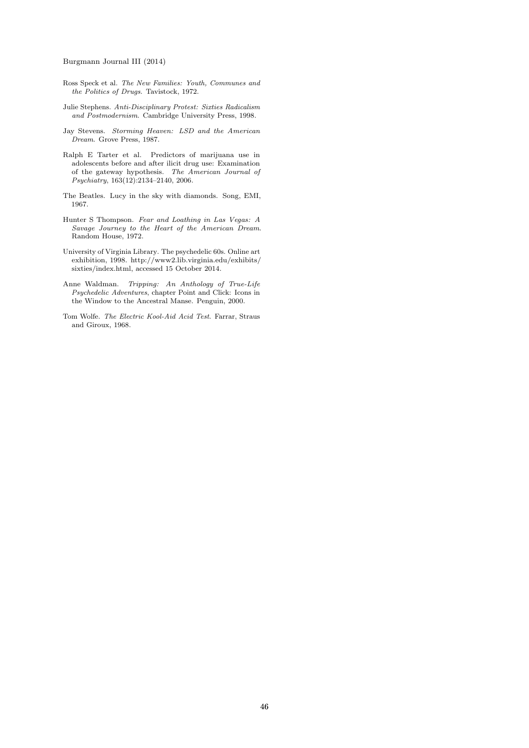Ross Speck et al. *The New Families: Youth, Communes and the Politics of Drugs*. Tavistock, 1972.

Julie Stephens. *Anti-Disciplinary Protest: Sixties Radicalism and Postmodernism*. Cambridge University Press, 1998.

Jay Stevens. *Storming Heaven: LSD and the American Dream*. Grove Press, 1987.

Ralph E Tarter et al. Predictors of marijuana use in adolescents before and after ilicit drug use: Examination of the gateway hypothesis. *The American Journal of Psychiatry*, 163(12):2134–2140, 2006.

The Beatles. Lucy in the sky with diamonds. Song, EMI, 1967.

Hunter S Thompson. *Fear and Loathing in Las Vegas: A Savage Journey to the Heart of the American Dream*. Random House, 1972.

University of Virginia Library. The psychedelic 60s. Online art exhibition, 1998. http://www2.lib.virginia.edu/exhibits/sixties/index.html, accessed 15 October 2014.

Anne Waldman. *Tripping: An Anthology of True-Life Psychedelic Adventures*, chapter Point and Click: Icons in the Window to the Ancestral Manse. Penguin, 2000.

Tom Wolfe. *The Electric Kool-Aid Acid Test*. Farrar, Straus and Giroux, 1968.